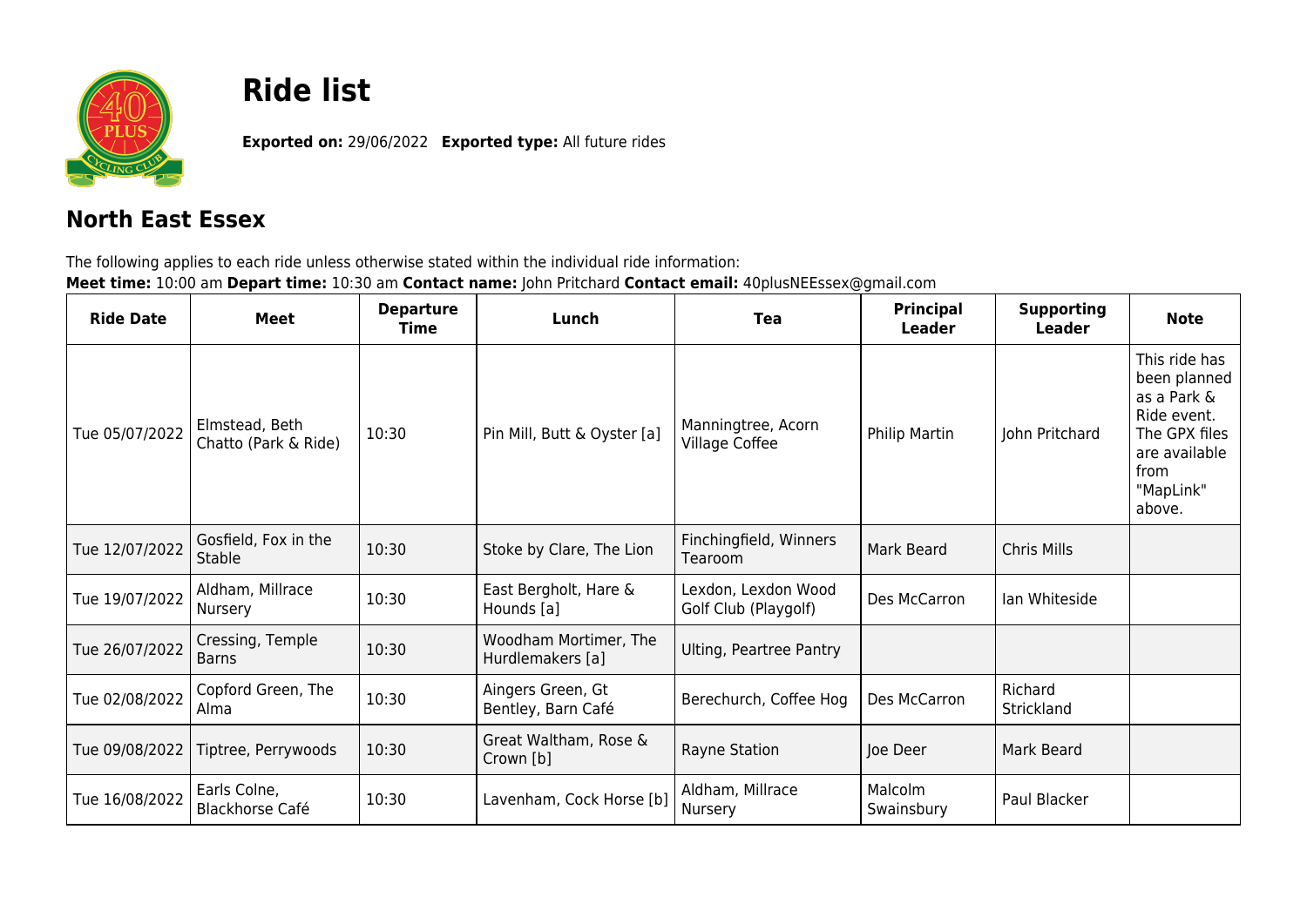# Ride list

**Exported on:** 29/06/2022 **Exported type:** All future rides

## North East Essex

The following applies to each ride unless otherwise stated within the individual ride information:
**Meet time:** 10:00 am **Depart time:** 10:30 am **Contact name:** John Pritchard **Contact email:** 40plusNEEssex@gmail.com

| Ride Date | Meet | Departure Time | Lunch | Tea | Principal Leader | Supporting Leader | Note |
|---|---|---|---|---|---|---|---|
| Tue 05/07/2022 | Elmstead, Beth Chatto (Park & Ride) | 10:30 | Pin Mill, Butt & Oyster [a] | Manningtree, Acorn Village Coffee | Philip Martin | John Pritchard | This ride has been planned as a Park & Ride event. The GPX files are available from "MapLink" above. |
| Tue 12/07/2022 | Gosfield, Fox in the Stable | 10:30 | Stoke by Clare, The Lion | Finchingfield, Winners Tearoom | Mark Beard | Chris Mills | |
| Tue 19/07/2022 | Aldham, Millrace Nursery | 10:30 | East Bergholt, Hare & Hounds [a] | Lexdon, Lexdon Wood Golf Club (Playgolf) | Des McCarron | Ian Whiteside | |
| Tue 26/07/2022 | Cressing, Temple Barns | 10:30 | Woodham Mortimer, The Hurdlemakers [a] | Ulting, Peartree Pantry | | | |
| Tue 02/08/2022 | Copford Green, The Alma | 10:30 | Aingers Green, Gt Bentley, Barn Café | Berechurch, Coffee Hog | Des McCarron | Richard Strickland | |
| Tue 09/08/2022 | Tiptree, Perrywoods | 10:30 | Great Waltham, Rose & Crown [b] | Rayne Station | Joe Deer | Mark Beard | |
| Tue 16/08/2022 | Earls Colne, Blackhorse Café | 10:30 | Lavenham, Cock Horse [b] | Aldham, Millrace Nursery | Malcolm Swainsbury | Paul Blacker | |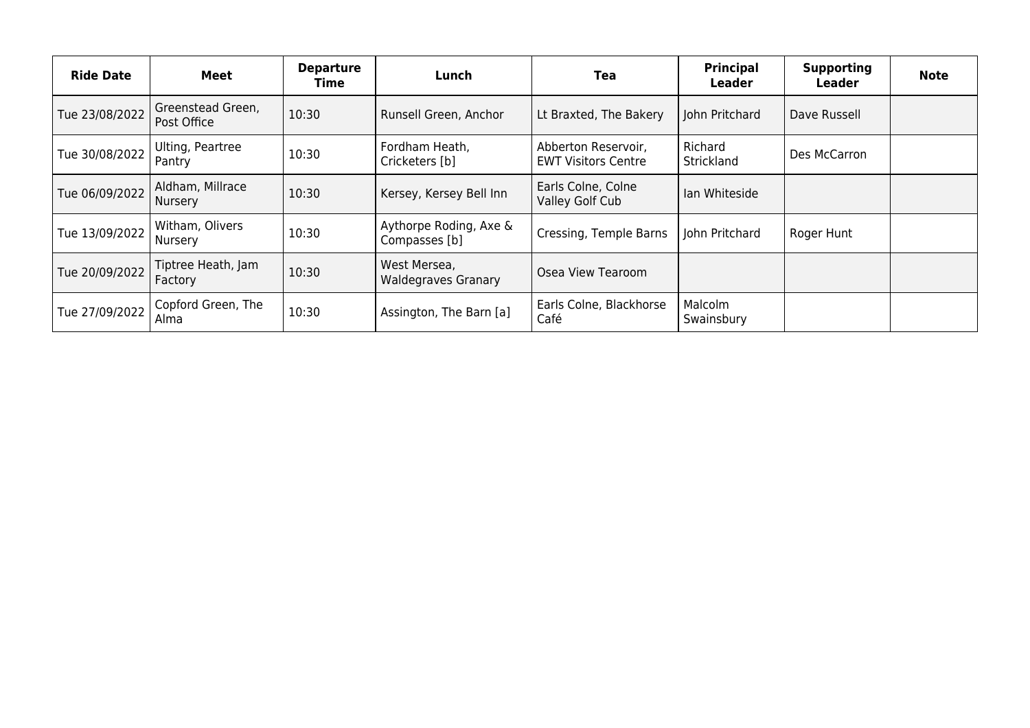| Ride Date | Meet | Departure Time | Lunch | Tea | Principal Leader | Supporting Leader | Note |
| --- | --- | --- | --- | --- | --- | --- | --- |
| Tue 23/08/2022 | Greenstead Green, Post Office | 10:30 | Runsell Green, Anchor | Lt Braxted, The Bakery | John Pritchard | Dave Russell | |
| Tue 30/08/2022 | Ulting, Peartree Pantry | 10:30 | Fordham Heath, Cricketers [b] | Abberton Reservoir, EWT Visitors Centre | Richard Strickland | Des McCarron | |
| Tue 06/09/2022 | Aldham, Millrace Nursery | 10:30 | Kersey, Kersey Bell Inn | Earls Colne, Colne Valley Golf Cub | Ian Whiteside | | |
| Tue 13/09/2022 | Witham, Olivers Nursery | 10:30 | Aythorpe Roding, Axe & Compasses [b] | Cressing, Temple Barns | John Pritchard | Roger Hunt | |
| Tue 20/09/2022 | Tiptree Heath, Jam Factory | 10:30 | West Mersea, Waldegraves Granary | Osea View Tearoom | | | |
| Tue 27/09/2022 | Copford Green, The Alma | 10:30 | Assington, The Barn [a] | Earls Colne, Blackhorse Café | Malcolm Swainsbury | | |